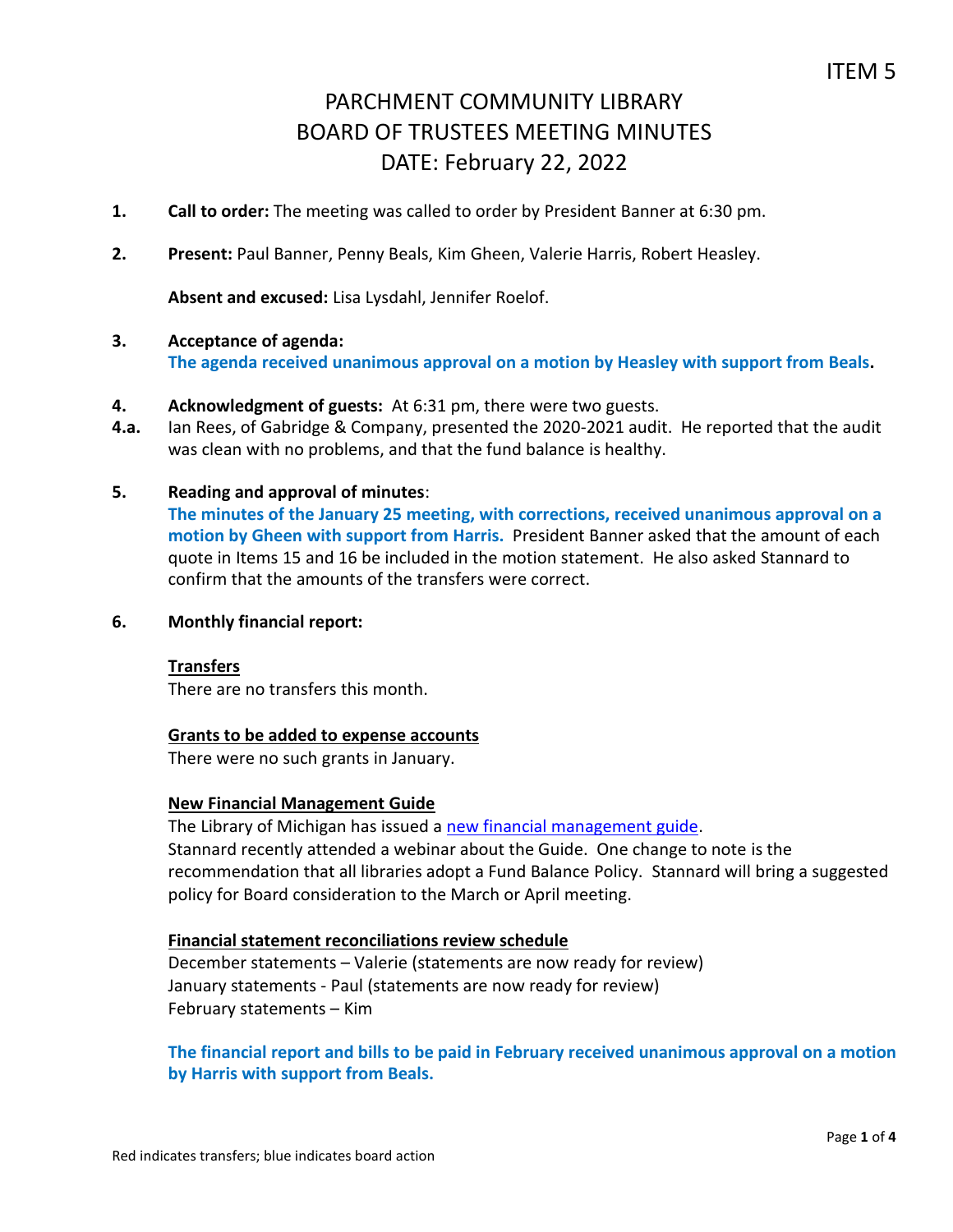ITEM 5

# PARCHMENT COMMUNITY LIBRARY
# BOARD OF TRUSTEES MEETING MINUTES
# DATE: February 22, 2022

**1.** **Call to order:** The meeting was called to order by President Banner at 6:30 pm.

**2.** **Present:** Paul Banner, Penny Beals, Kim Gheen, Valerie Harris, Robert Heasley.

**Absent and excused:** Lisa Lysdahl, Jennifer Roelof.

**3.** **Acceptance of agenda:**
**The agenda received unanimous approval on a motion by Heasley with support from Beals.**

**4.** **Acknowledgment of guests:** At 6:31 pm, there were two guests.

**4.a.** Ian Rees, of Gabridge & Company, presented the 2020-2021 audit. He reported that the audit was clean with no problems, and that the fund balance is healthy.

**5.** **Reading and approval of minutes**:
**The minutes of the January 25 meeting, with corrections, received unanimous approval on a motion by Gheen with support from Harris.** President Banner asked that the amount of each quote in Items 15 and 16 be included in the motion statement. He also asked Stannard to confirm that the amounts of the transfers were correct.

**6.** **Monthly financial report:**

**Transfers**
There are no transfers this month.

**Grants to be added to expense accounts**
There were no such grants in January.

**New Financial Management Guide**
The Library of Michigan has issued a new financial management guide.
Stannard recently attended a webinar about the Guide. One change to note is the recommendation that all libraries adopt a Fund Balance Policy. Stannard will bring a suggested policy for Board consideration to the March or April meeting.

**Financial statement reconciliations review schedule**
December statements – Valerie (statements are now ready for review)
January statements - Paul (statements are now ready for review)
February statements – Kim

**The financial report and bills to be paid in February received unanimous approval on a motion by Harris with support from Beals.**

Red indicates transfers; blue indicates board action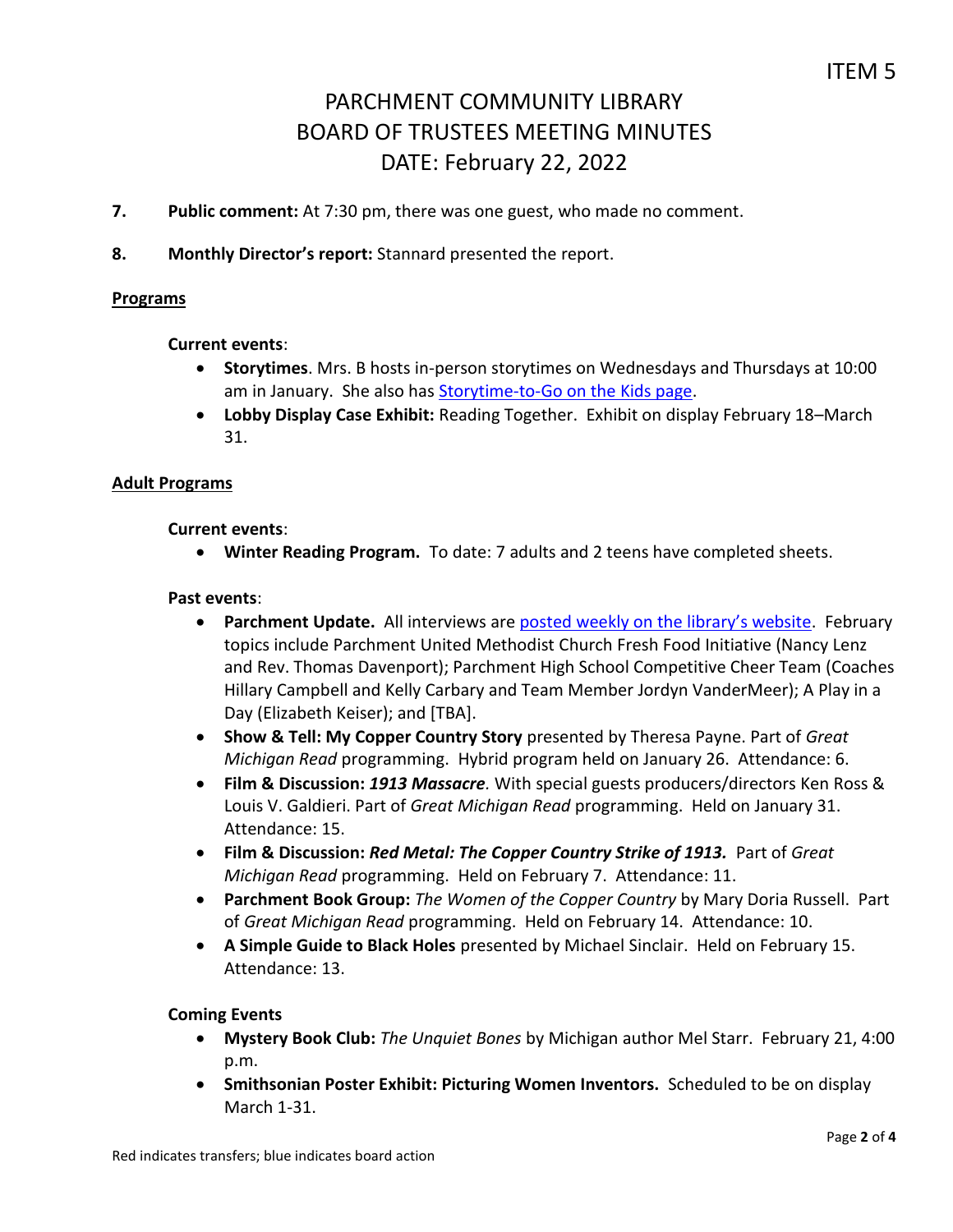ITEM 5

# PARCHMENT COMMUNITY LIBRARY
# BOARD OF TRUSTEES MEETING MINUTES
# DATE: February 22, 2022

**7. Public comment:** At 7:30 pm, there was one guest, who made no comment.

**8. Monthly Director's report:** Stannard presented the report.

**Programs**

**Current events**:

- **Storytimes**. Mrs. B hosts in-person storytimes on Wednesdays and Thursdays at 10:00 am in January. She also has Storytime-to-Go on the Kids page.
- **Lobby Display Case Exhibit:** Reading Together. Exhibit on display February 18–March 31.

**Adult Programs**

**Current events**:

- **Winter Reading Program.** To date: 7 adults and 2 teens have completed sheets.

**Past events**:

- **Parchment Update.** All interviews are posted weekly on the library's website. February topics include Parchment United Methodist Church Fresh Food Initiative (Nancy Lenz and Rev. Thomas Davenport); Parchment High School Competitive Cheer Team (Coaches Hillary Campbell and Kelly Carbary and Team Member Jordyn VanderMeer); A Play in a Day (Elizabeth Keiser); and [TBA].
- **Show & Tell: My Copper Country Story** presented by Theresa Payne. Part of *Great Michigan Read* programming. Hybrid program held on January 26. Attendance: 6.
- **Film & Discussion:** ***1913 Massacre***. With special guests producers/directors Ken Ross & Louis V. Galdieri. Part of *Great Michigan Read* programming. Held on January 31. Attendance: 15.
- **Film & Discussion:** ***Red Metal: The Copper Country Strike of 1913.*** Part of *Great Michigan Read* programming. Held on February 7. Attendance: 11.
- **Parchment Book Group:** *The Women of the Copper Country* by Mary Doria Russell. Part of *Great Michigan Read* programming. Held on February 14. Attendance: 10.
- **A Simple Guide to Black Holes** presented by Michael Sinclair. Held on February 15. Attendance: 13.

**Coming Events**

- **Mystery Book Club:** *The Unquiet Bones* by Michigan author Mel Starr. February 21, 4:00 p.m.
- **Smithsonian Poster Exhibit: Picturing Women Inventors.** Scheduled to be on display March 1-31.

Red indicates transfers; blue indicates board action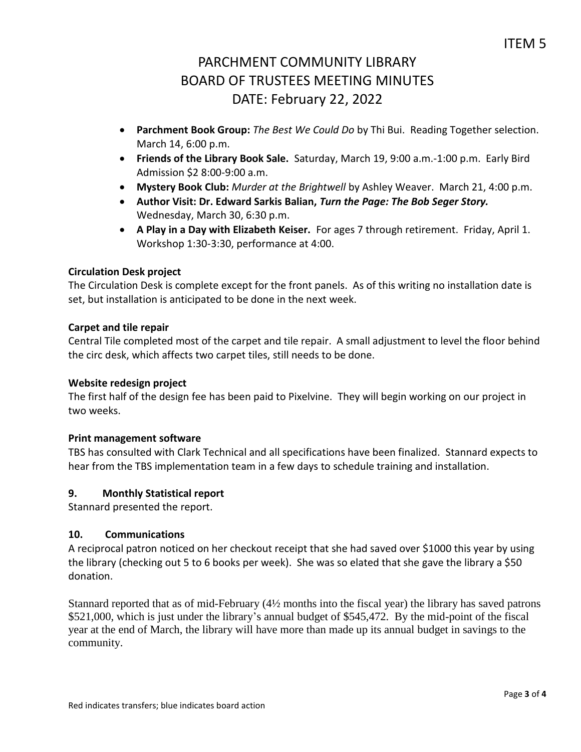# PARCHMENT COMMUNITY LIBRARY
# BOARD OF TRUSTEES MEETING MINUTES
# DATE: February 22, 2022

- **Parchment Book Group:** *The Best We Could Do* by Thi Bui. Reading Together selection. March 14, 6:00 p.m.
- **Friends of the Library Book Sale.** Saturday, March 19, 9:00 a.m.-1:00 p.m. Early Bird Admission $2 8:00-9:00 a.m.
- **Mystery Book Club:** *Murder at the Brightwell* by Ashley Weaver. March 21, 4:00 p.m.
- **Author Visit: Dr. Edward Sarkis Balian,** ***Turn the Page: The Bob Seger Story.*** Wednesday, March 30, 6:30 p.m.
- **A Play in a Day with Elizabeth Keiser.** For ages 7 through retirement. Friday, April 1. Workshop 1:30-3:30, performance at 4:00.

**Circulation Desk project**

The Circulation Desk is complete except for the front panels. As of this writing no installation date is set, but installation is anticipated to be done in the next week.

**Carpet and tile repair**

Central Tile completed most of the carpet and tile repair. A small adjustment to level the floor behind the circ desk, which affects two carpet tiles, still needs to be done.

**Website redesign project**

The first half of the design fee has been paid to Pixelvine. They will begin working on our project in two weeks.

**Print management software**

TBS has consulted with Clark Technical and all specifications have been finalized. Stannard expects to hear from the TBS implementation team in a few days to schedule training and installation.

## 9. Monthly Statistical report

Stannard presented the report.

## 10. Communications

A reciprocal patron noticed on her checkout receipt that she had saved over $1000 this year by using the library (checking out 5 to 6 books per week). She was so elated that she gave the library a $50 donation.

Stannard reported that as of mid-February (4½ months into the fiscal year) the library has saved patrons $521,000, which is just under the library's annual budget of $545,472. By the mid-point of the fiscal year at the end of March, the library will have more than made up its annual budget in savings to the community.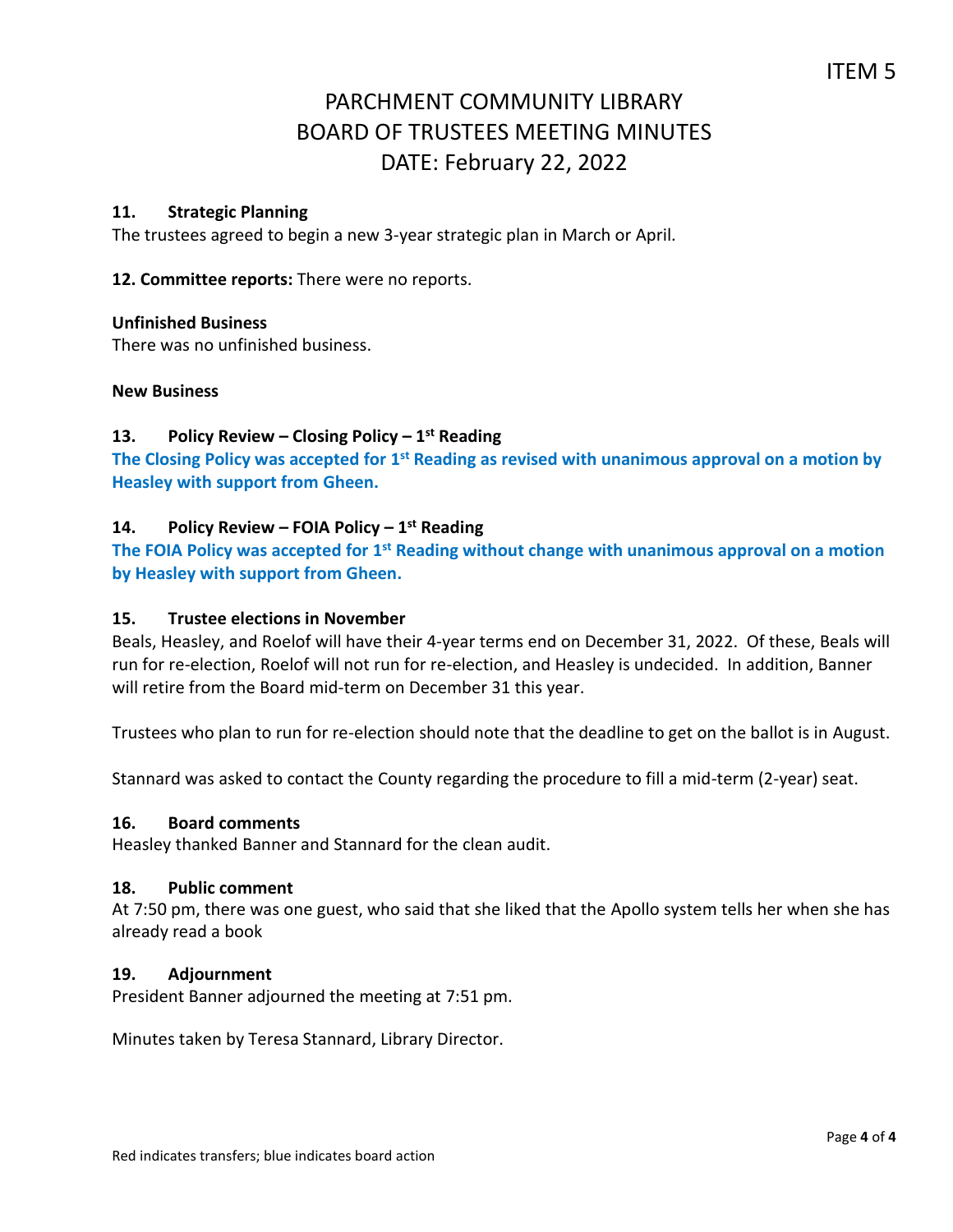ITEM 5

# PARCHMENT COMMUNITY LIBRARY
# BOARD OF TRUSTEES MEETING MINUTES
# DATE: February 22, 2022

**11. Strategic Planning**

The trustees agreed to begin a new 3-year strategic plan in March or April.

**12. Committee reports:** There were no reports.

**Unfinished Business**

There was no unfinished business.

**New Business**

**13. Policy Review – Closing Policy – 1st Reading**

**The Closing Policy was accepted for 1st Reading as revised with unanimous approval on a motion by Heasley with support from Gheen.**

**14. Policy Review – FOIA Policy – 1st Reading**

**The FOIA Policy was accepted for 1st Reading without change with unanimous approval on a motion by Heasley with support from Gheen.**

**15. Trustee elections in November**

Beals, Heasley, and Roelof will have their 4-year terms end on December 31, 2022. Of these, Beals will run for re-election, Roelof will not run for re-election, and Heasley is undecided. In addition, Banner will retire from the Board mid-term on December 31 this year.

Trustees who plan to run for re-election should note that the deadline to get on the ballot is in August.

Stannard was asked to contact the County regarding the procedure to fill a mid-term (2-year) seat.

**16. Board comments**

Heasley thanked Banner and Stannard for the clean audit.

**18. Public comment**

At 7:50 pm, there was one guest, who said that she liked that the Apollo system tells her when she has already read a book

**19. Adjournment**

President Banner adjourned the meeting at 7:51 pm.

Minutes taken by Teresa Stannard, Library Director.

Red indicates transfers; blue indicates board action